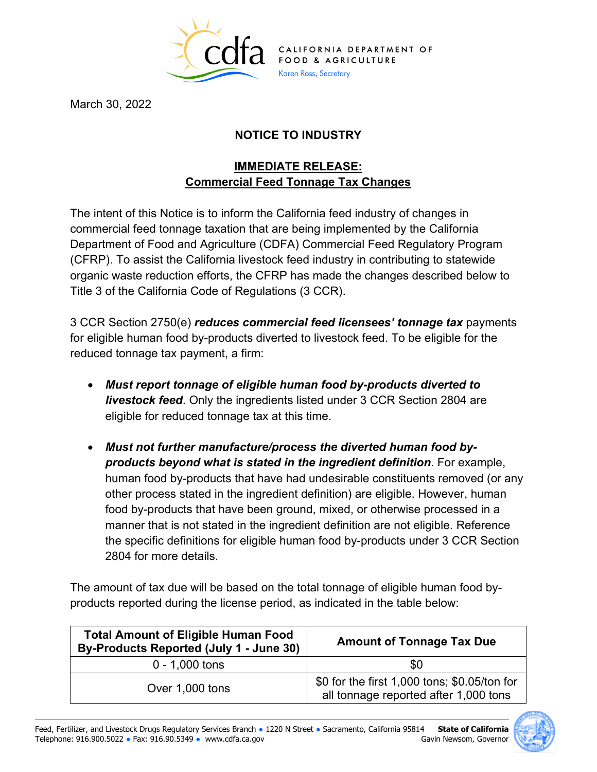CALIFORNIA DEPARTMENT OF FOOD & AGRICULTURE
Karen Ross, Secretary

March 30, 2022

## NOTICE TO INDUSTRY

### IMMEDIATE RELEASE: Commercial Feed Tonnage Tax Changes

The intent of this Notice is to inform the California feed industry of changes in commercial feed tonnage taxation that are being implemented by the California Department of Food and Agriculture (CDFA) Commercial Feed Regulatory Program (CFRP). To assist the California livestock feed industry in contributing to statewide organic waste reduction efforts, the CFRP has made the changes described below to Title 3 of the California Code of Regulations (3 CCR).

3 CCR Section 2750(e) ***reduces commercial feed licensees' tonnage tax*** payments for eligible human food by-products diverted to livestock feed. To be eligible for the reduced tonnage tax payment, a firm:

- ***Must report tonnage of eligible human food by-products diverted to livestock feed***. Only the ingredients listed under 3 CCR Section 2804 are eligible for reduced tonnage tax at this time.
- ***Must not further manufacture/process the diverted human food by-products beyond what is stated in the ingredient definition***. For example, human food by-products that have had undesirable constituents removed (or any other process stated in the ingredient definition) are eligible. However, human food by-products that have been ground, mixed, or otherwise processed in a manner that is not stated in the ingredient definition are not eligible. Reference the specific definitions for eligible human food by-products under 3 CCR Section 2804 for more details.

The amount of tax due will be based on the total tonnage of eligible human food by-products reported during the license period, as indicated in the table below:

| Total Amount of Eligible Human Food By-Products Reported (July 1 - June 30) | Amount of Tonnage Tax Due |
| --- | --- |
| 0 - 1,000 tons | $0 |
| Over 1,000 tons | $0 for the first 1,000 tons; $0.05/ton for all tonnage reported after 1,000 tons |

Feed, Fertilizer, and Livestock Drugs Regulatory Services Branch • 1220 N Street • Sacramento, California 95814
Telephone: 916.900.5022 • Fax: 916.90.5349 • www.cdfa.ca.gov

State of California
Gavin Newsom, Governor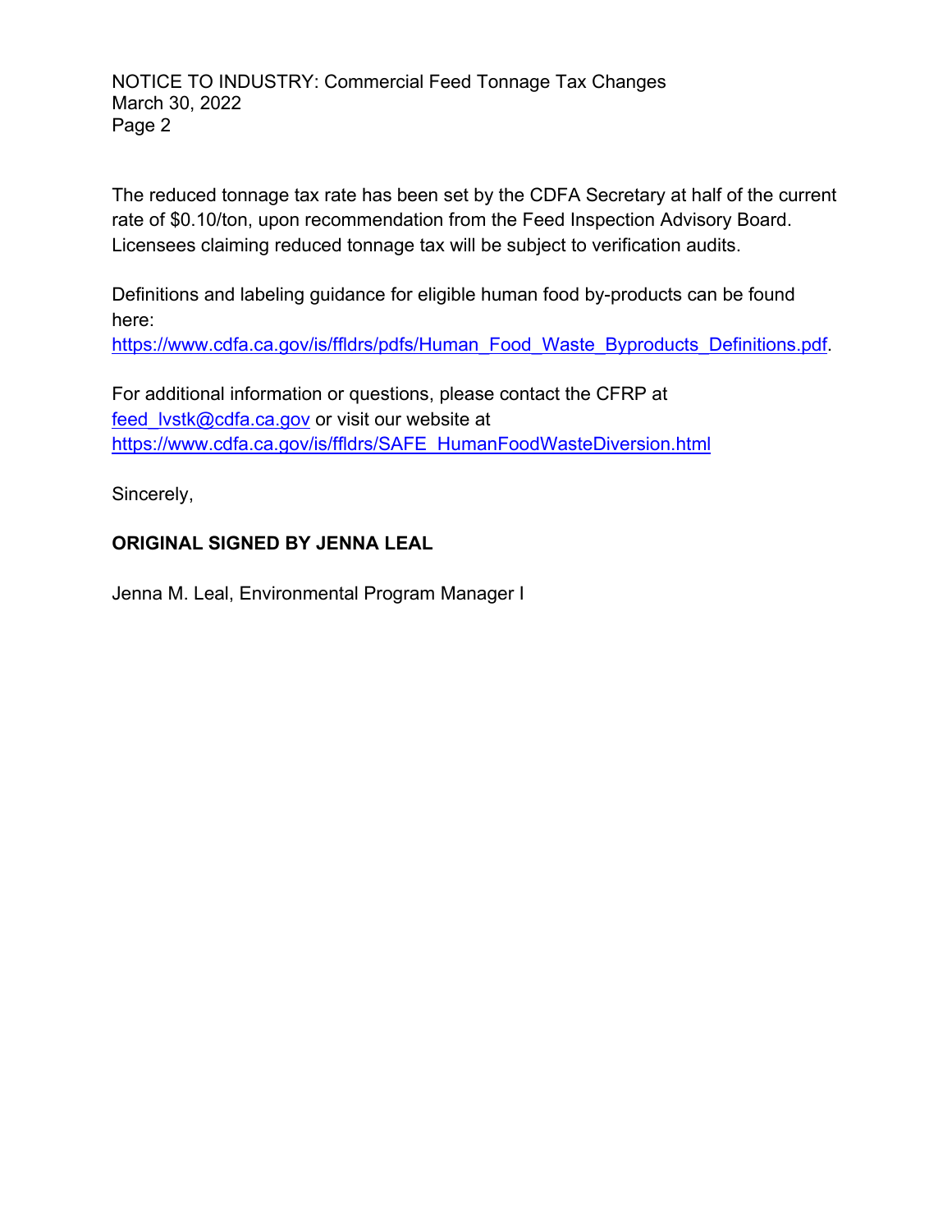The reduced tonnage tax rate has been set by the CDFA Secretary at half of the current rate of $0.10/ton, upon recommendation from the Feed Inspection Advisory Board. Licensees claiming reduced tonnage tax will be subject to verification audits.

Definitions and labeling guidance for eligible human food by-products can be found here: https://www.cdfa.ca.gov/is/ffldrs/pdfs/Human_Food_Waste_Byproducts_Definitions.pdf.

For additional information or questions, please contact the CFRP at feed_lvstk@cdfa.ca.gov or visit our website at https://www.cdfa.ca.gov/is/ffldrs/SAFE_HumanFoodWasteDiversion.html

Sincerely,

**ORIGINAL SIGNED BY JENNA LEAL**

Jenna M. Leal, Environmental Program Manager I